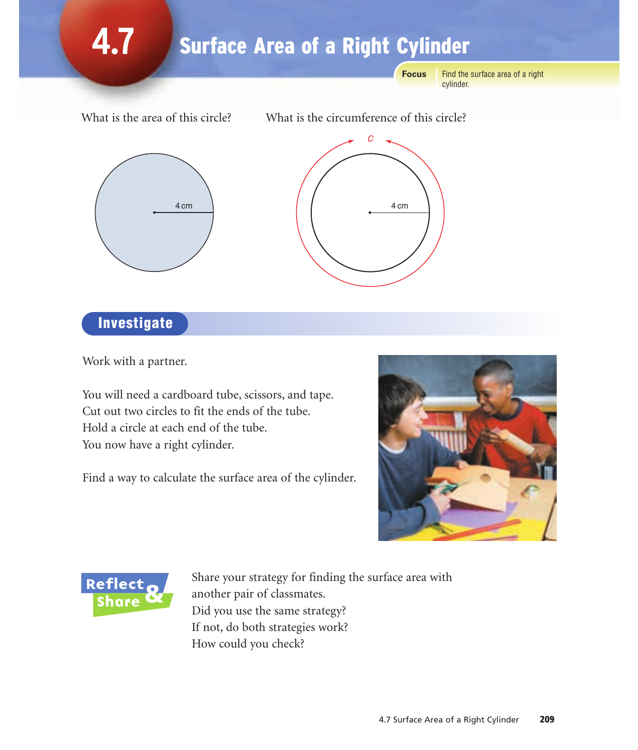# 4.7 Surface Area of a Right Cylinder

**Focus** Find the surface area of a right cylinder.

What is the area of this circle?

4 cm

What is the circumference of this circle?

$C$

4 cm

## Investigate

Work with a partner.

You will need a cardboard tube, scissors, and tape.
Cut out two circles to fit the ends of the tube.
Hold a circle at each end of the tube.
You now have a right cylinder.

Find a way to calculate the surface area of the cylinder.

## Reflect & Share

Share your strategy for finding the surface area with another pair of classmates.
Did you use the same strategy?
If not, do both strategies work?
How could you check?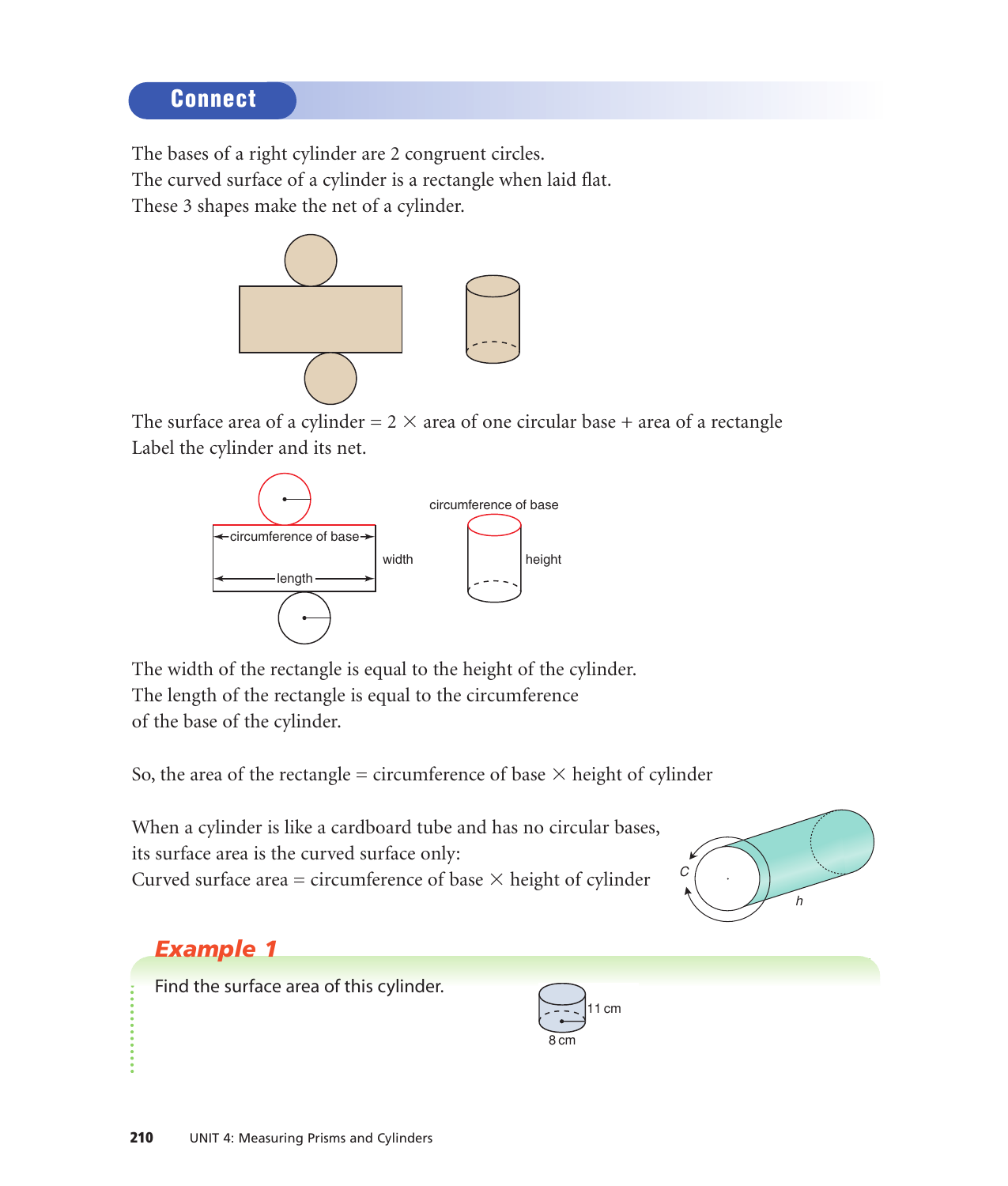## Connect

The bases of a right cylinder are 2 congruent circles.
The curved surface of a cylinder is a rectangle when laid flat.
These 3 shapes make the net of a cylinder.

The surface area of a cylinder = 2 × area of one circular base + area of a rectangle
Label the cylinder and its net.

circumference of base

width

length

circumference of base

height

The width of the rectangle is equal to the height of the cylinder.
The length of the rectangle is equal to the circumference of the base of the cylinder.

So, the area of the rectangle = circumference of base × height of cylinder

When a cylinder is like a cardboard tube and has no circular bases, its surface area is the curved surface only:
Curved surface area = circumference of base × height of cylinder

$C$

$h$

### *Example 1*

Find the surface area of this cylinder.

11 cm

8 cm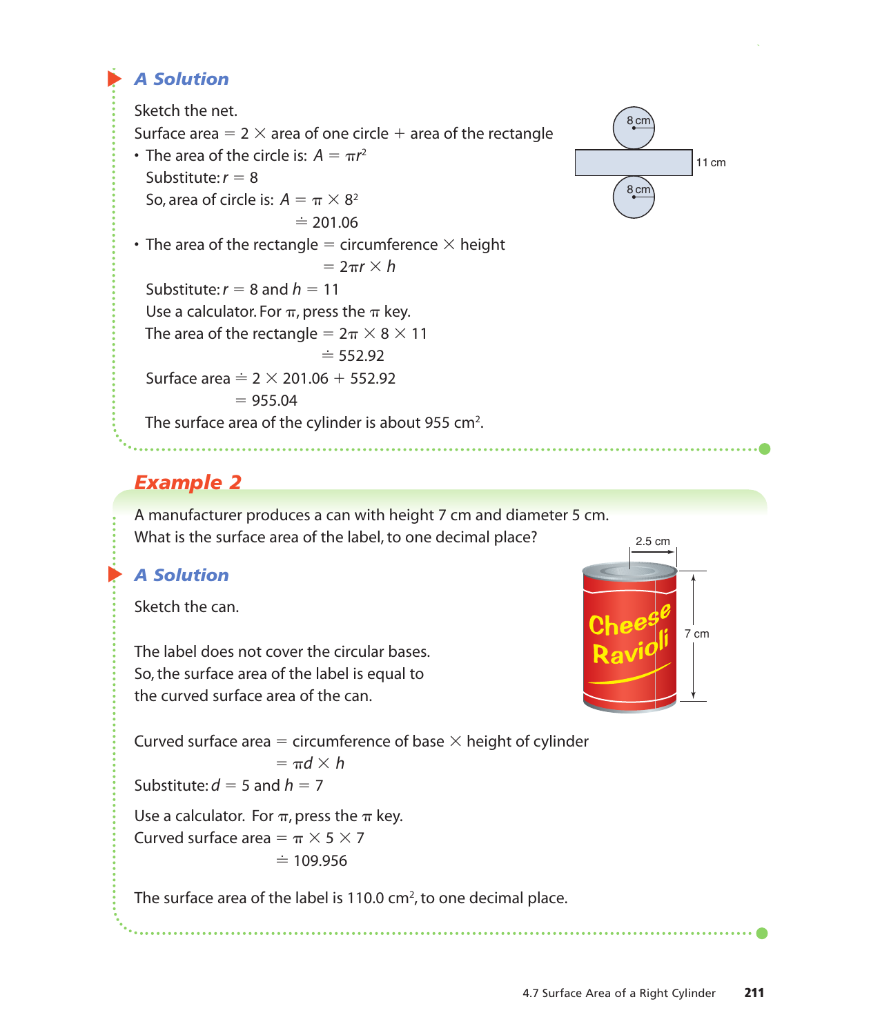## A Solution

Sketch the net.

Surface area $= 2 \times$ area of one circle $+$ area of the rectangle

- The area of the circle is: $A = \pi r^2$

  Substitute: $r = 8$

  So, area of circle is: $A = \pi \times 8^2$

  $\doteq 201.06$

- The area of the rectangle $=$ circumference $\times$ height

  $= 2\pi r \times h$

  Substitute: $r = 8$ and $h = 11$

  Use a calculator. For $\pi$, press the $\pi$ key.

  The area of the rectangle $= 2\pi \times 8 \times 11$

  $\doteq 552.92$

  Surface area $\doteq 2 \times 201.06 + 552.92$

  $= 955.04$

  The surface area of the cylinder is about 955 $cm^2$.

## Example 2

A manufacturer produces a can with height 7 cm and diameter 5 cm.
What is the surface area of the label, to one decimal place?

## A Solution

Sketch the can.

The label does not cover the circular bases.
So, the surface area of the label is equal to the curved surface area of the can.

Curved surface area $=$ circumference of base $\times$ height of cylinder

$= \pi d \times h$

Substitute: $d = 5$ and $h = 7$

Use a calculator. For $\pi$, press the $\pi$ key.

Curved surface area $= \pi \times 5 \times 7$

$\doteq 109.956$

The surface area of the label is 110.0 $cm^2$, to one decimal place.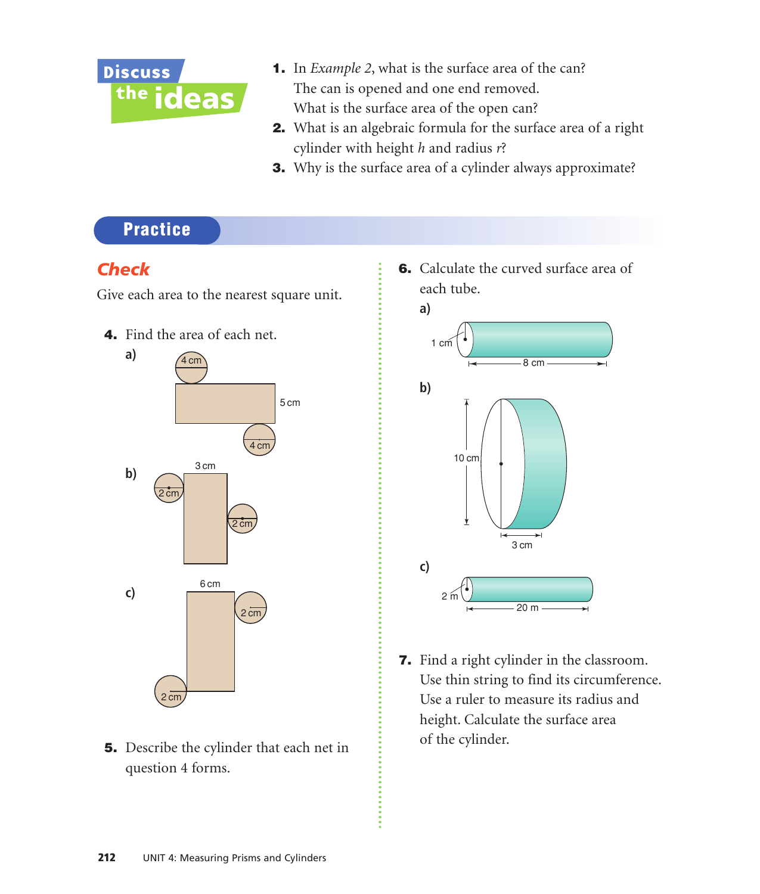## Discuss the ideas

1. In *Example 2*, what is the surface area of the can?
   The can is opened and one end removed.
   What is the surface area of the open can?
2. What is an algebraic formula for the surface area of a right cylinder with height $h$ and radius $r$?
3. Why is the surface area of a cylinder always approximate?

## Practice

### Check

Give each area to the nearest square unit.

4. Find the area of each net.

   **a)** 4 cm, 5 cm, 4 cm

   **b)** 3 cm, 2 cm, 2 cm

   **c)** 6 cm, 2 cm, 2 cm

5. Describe the cylinder that each net in question 4 forms.

6. Calculate the curved surface area of each tube.

   **a)** 1 cm, 8 cm

   **b)** 10 cm, 3 cm

   **c)** 2 m, 20 m

7. Find a right cylinder in the classroom. Use thin string to find its circumference. Use a ruler to measure its radius and height. Calculate the surface area of the cylinder.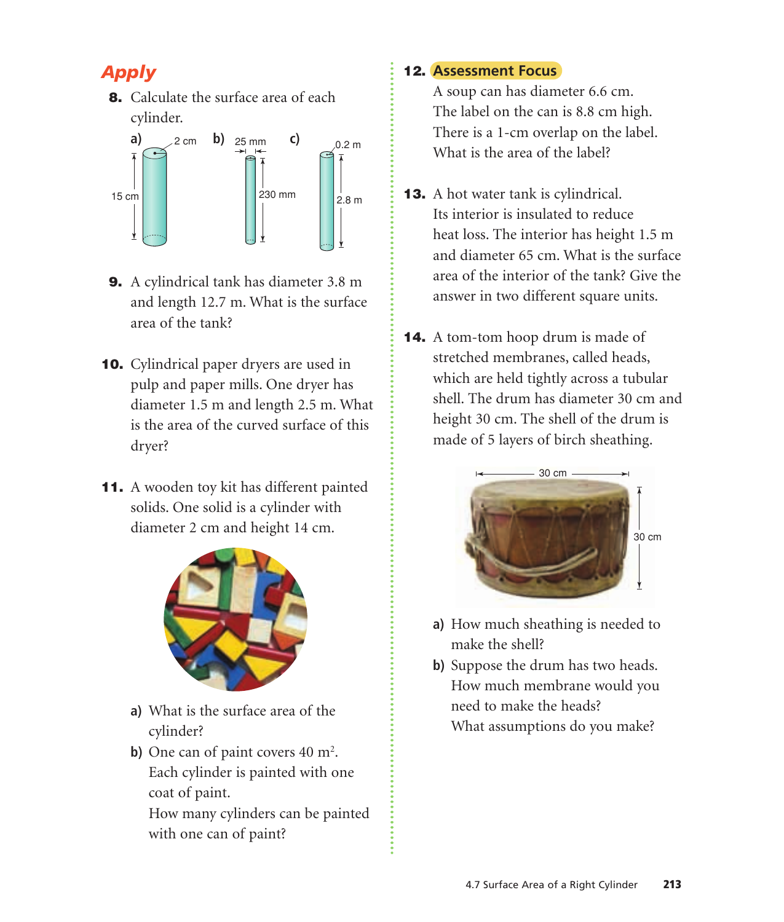## Apply

**8.** Calculate the surface area of each cylinder.

a) 2 cm, 15 cm

b) 25 mm, 230 mm

c) 0.2 m, 2.8 m

**9.** A cylindrical tank has diameter 3.8 m and length 12.7 m. What is the surface area of the tank?

**10.** Cylindrical paper dryers are used in pulp and paper mills. One dryer has diameter 1.5 m and length 2.5 m. What is the area of the curved surface of this dryer?

**11.** A wooden toy kit has different painted solids. One solid is a cylinder with diameter 2 cm and height 14 cm.

a) What is the surface area of the cylinder?

b) One can of paint covers 40 $m^2$. Each cylinder is painted with one coat of paint. How many cylinders can be painted with one can of paint?

**12. Assessment Focus**

A soup can has diameter 6.6 cm. The label on the can is 8.8 cm high. There is a 1-cm overlap on the label. What is the area of the label?

**13.** A hot water tank is cylindrical. Its interior is insulated to reduce heat loss. The interior has height 1.5 m and diameter 65 cm. What is the surface area of the interior of the tank? Give the answer in two different square units.

**14.** A tom-tom hoop drum is made of stretched membranes, called heads, which are held tightly across a tubular shell. The drum has diameter 30 cm and height 30 cm. The shell of the drum is made of 5 layers of birch sheathing.

30 cm, 30 cm

a) How much sheathing is needed to make the shell?

b) Suppose the drum has two heads. How much membrane would you need to make the heads? What assumptions do you make?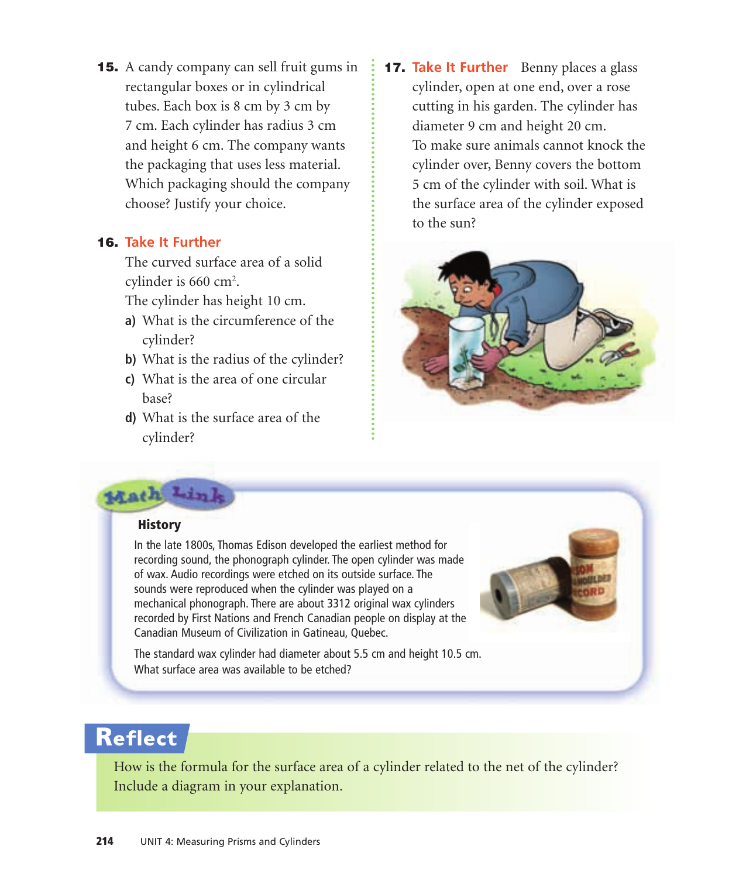**15.** A candy company can sell fruit gums in rectangular boxes or in cylindrical tubes. Each box is 8 cm by 3 cm by 7 cm. Each cylinder has radius 3 cm and height 6 cm. The company wants the packaging that uses less material. Which packaging should the company choose? Justify your choice.

**16. Take It Further**

The curved surface area of a solid cylinder is 660 $cm^2$.
The cylinder has height 10 cm.

**a)** What is the circumference of the cylinder?

**b)** What is the radius of the cylinder?

**c)** What is the area of one circular base?

**d)** What is the surface area of the cylinder?

**17. Take It Further** Benny places a glass cylinder, open at one end, over a rose cutting in his garden. The cylinder has diameter 9 cm and height 20 cm. To make sure animals cannot knock the cylinder over, Benny covers the bottom 5 cm of the cylinder with soil. What is the surface area of the cylinder exposed to the sun?

## Math Link

### History

In the late 1800s, Thomas Edison developed the earliest method for recording sound, the phonograph cylinder. The open cylinder was made of wax. Audio recordings were etched on its outside surface. The sounds were reproduced when the cylinder was played on a mechanical phonograph. There are about 3312 original wax cylinders recorded by First Nations and French Canadian people on display at the Canadian Museum of Civilization in Gatineau, Quebec.

The standard wax cylinder had diameter about 5.5 cm and height 10.5 cm. What surface area was available to be etched?

## Reflect

How is the formula for the surface area of a cylinder related to the net of the cylinder? Include a diagram in your explanation.